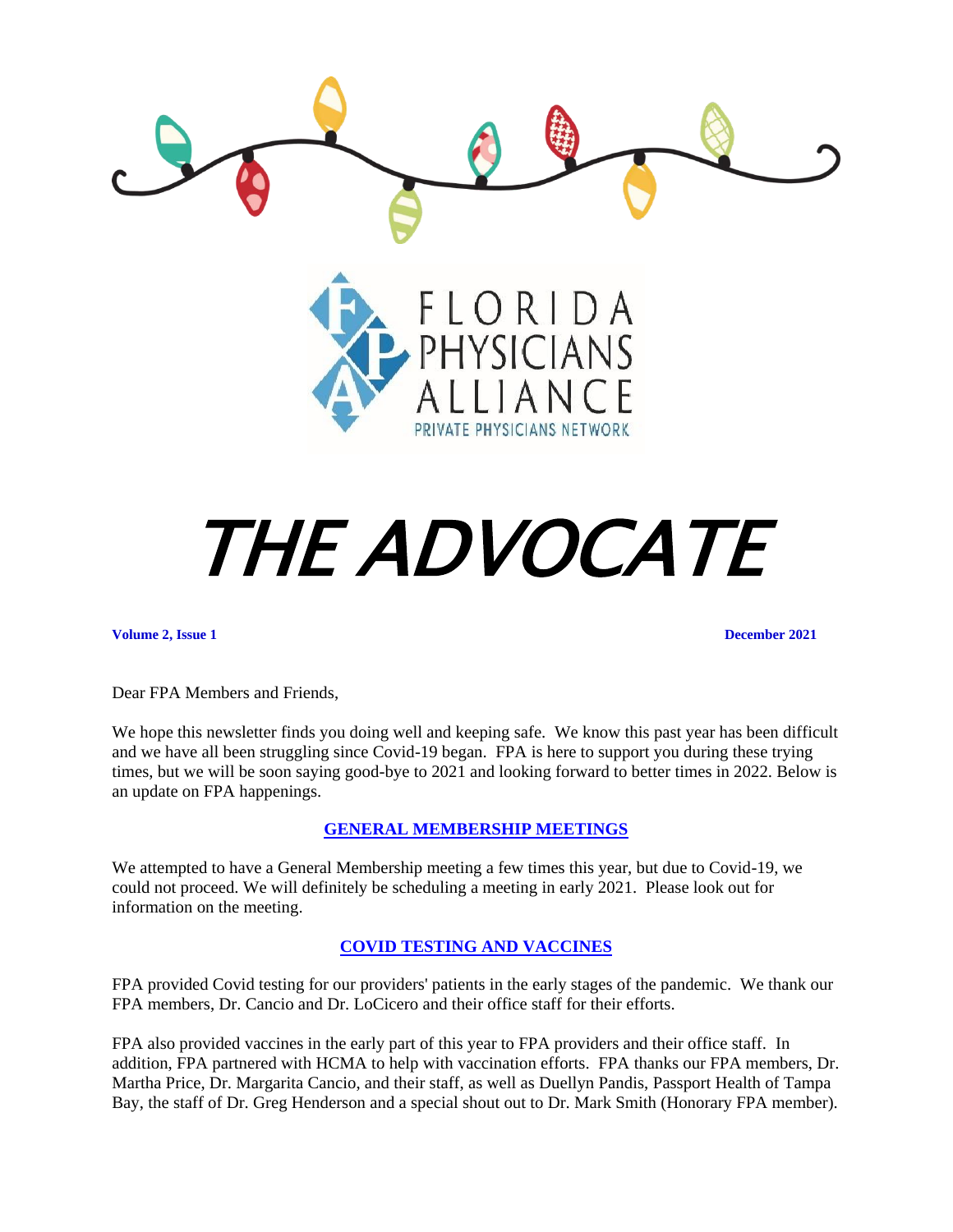FLORIDA PHYSICIANS ALLIANCE

PRIVATE PHYSICIANS NETWORK

# *THE ADVOCATE*

**Volume 2, Issue 1** **December 2021**

Dear FPA Members and Friends,

We hope this newsletter finds you doing well and keeping safe. We know this past year has been difficult and we have all been struggling since Covid-19 began. FPA is here to support you during these trying times, but we will be soon saying good-bye to 2021 and looking forward to better times in 2022. Below is an update on FPA happenings.

## GENERAL MEMBERSHIP MEETINGS

We attempted to have a General Membership meeting a few times this year, but due to Covid-19, we could not proceed. We will definitely be scheduling a meeting in early 2021. Please look out for information on the meeting.

## COVID TESTING AND VACCINES

FPA provided Covid testing for our providers' patients in the early stages of the pandemic. We thank our FPA members, Dr. Cancio and Dr. LoCicero and their office staff for their efforts.

FPA also provided vaccines in the early part of this year to FPA providers and their office staff. In addition, FPA partnered with HCMA to help with vaccination efforts. FPA thanks our FPA members, Dr. Martha Price, Dr. Margarita Cancio, and their staff, as well as Duellyn Pandis, Passport Health of Tampa Bay, the staff of Dr. Greg Henderson and a special shout out to Dr. Mark Smith (Honorary FPA member).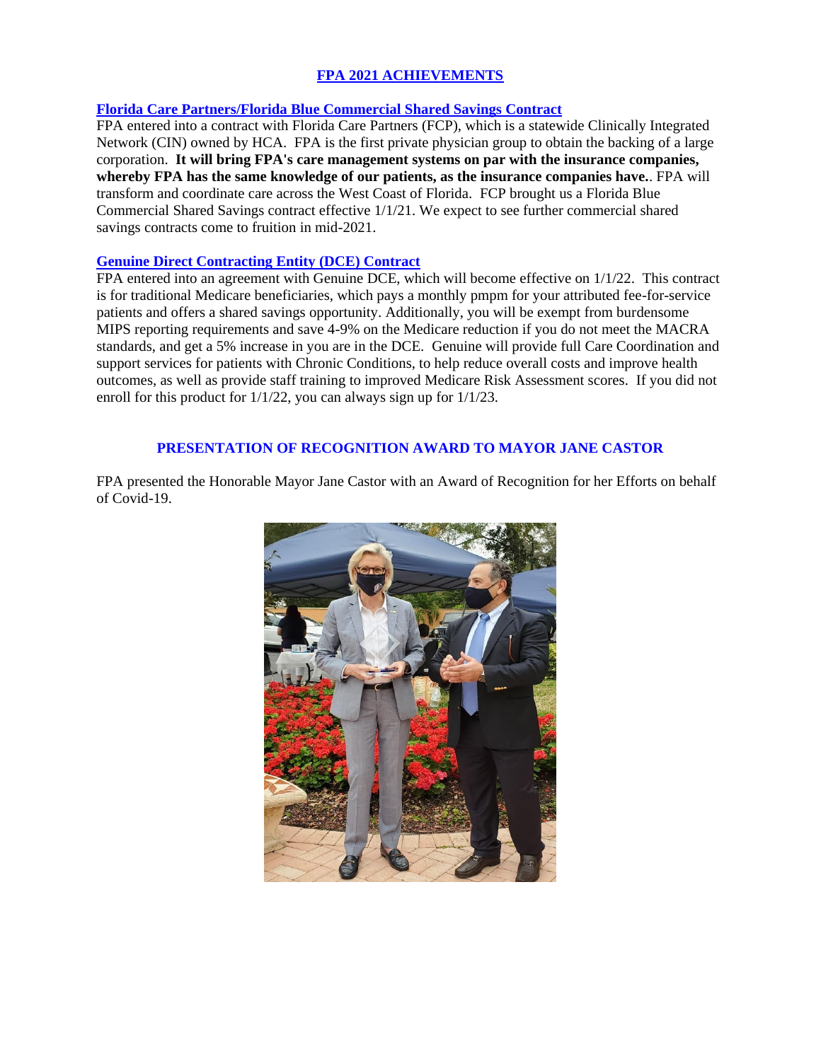## FPA 2021 ACHIEVEMENTS

### Florida Care Partners/Florida Blue Commercial Shared Savings Contract

FPA entered into a contract with Florida Care Partners (FCP), which is a statewide Clinically Integrated Network (CIN) owned by HCA. FPA is the first private physician group to obtain the backing of a large corporation. **It will bring FPA's care management systems on par with the insurance companies, whereby FPA has the same knowledge of our patients, as the insurance companies have.**. FPA will transform and coordinate care across the West Coast of Florida. FCP brought us a Florida Blue Commercial Shared Savings contract effective 1/1/21. We expect to see further commercial shared savings contracts come to fruition in mid-2021.

### Genuine Direct Contracting Entity (DCE) Contract

FPA entered into an agreement with Genuine DCE, which will become effective on 1/1/22. This contract is for traditional Medicare beneficiaries, which pays a monthly pmpm for your attributed fee-for-service patients and offers a shared savings opportunity. Additionally, you will be exempt from burdensome MIPS reporting requirements and save 4-9% on the Medicare reduction if you do not meet the MACRA standards, and get a 5% increase in you are in the DCE. Genuine will provide full Care Coordination and support services for patients with Chronic Conditions, to help reduce overall costs and improve health outcomes, as well as provide staff training to improved Medicare Risk Assessment scores. If you did not enroll for this product for 1/1/22, you can always sign up for 1/1/23.

## PRESENTATION OF RECOGNITION AWARD TO MAYOR JANE CASTOR

FPA presented the Honorable Mayor Jane Castor with an Award of Recognition for her Efforts on behalf of Covid-19.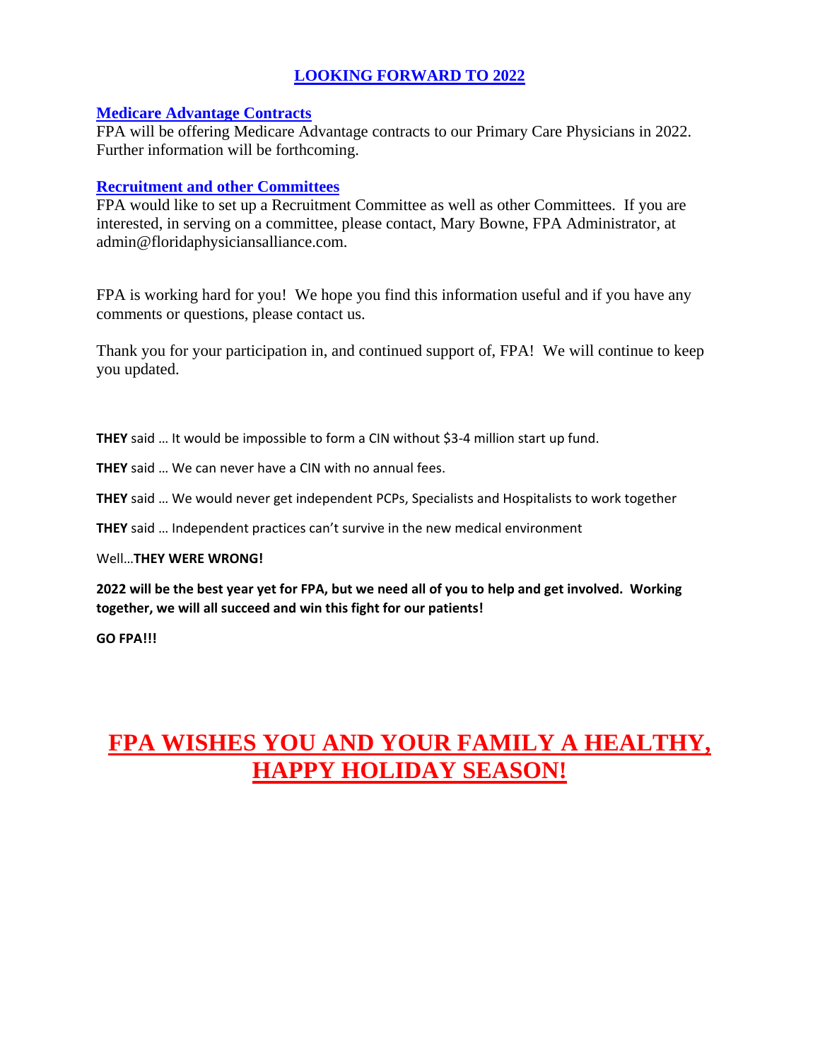## LOOKING FORWARD TO 2022

### Medicare Advantage Contracts

FPA will be offering Medicare Advantage contracts to our Primary Care Physicians in 2022. Further information will be forthcoming.

### Recruitment and other Committees

FPA would like to set up a Recruitment Committee as well as other Committees. If you are interested, in serving on a committee, please contact, Mary Bowne, FPA Administrator, at admin@floridaphysiciansalliance.com.

FPA is working hard for you! We hope you find this information useful and if you have any comments or questions, please contact us.

Thank you for your participation in, and continued support of, FPA! We will continue to keep you updated.

**THEY** said … It would be impossible to form a CIN without $3-4 million start up fund.

**THEY** said … We can never have a CIN with no annual fees.

**THEY** said … We would never get independent PCPs, Specialists and Hospitalists to work together

**THEY** said … Independent practices can't survive in the new medical environment

Well…**THEY WERE WRONG!**

**2022 will be the best year yet for FPA, but we need all of you to help and get involved. Working together, we will all succeed and win this fight for our patients!**

**GO FPA!!!**

# FPA WISHES YOU AND YOUR FAMILY A HEALTHY, HAPPY HOLIDAY SEASON!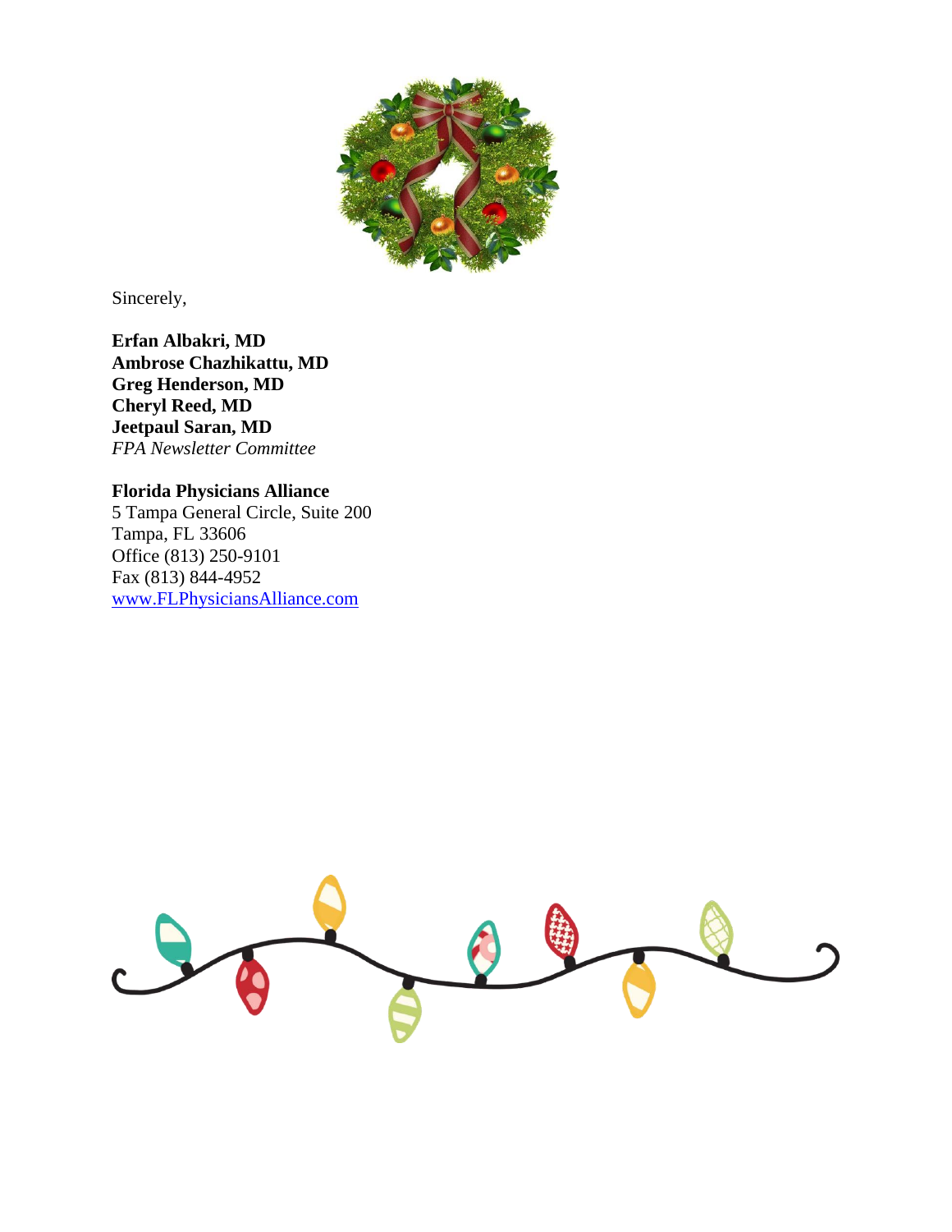Sincerely,

**Erfan Albakri, MD**
**Ambrose Chazhikattu, MD**
**Greg Henderson, MD**
**Cheryl Reed, MD**
**Jeetpaul Saran, MD**
*FPA Newsletter Committee*

**Florida Physicians Alliance**
5 Tampa General Circle, Suite 200
Tampa, FL 33606
Office (813) 250-9101
Fax (813) 844-4952
www.FLPhysiciansAlliance.com